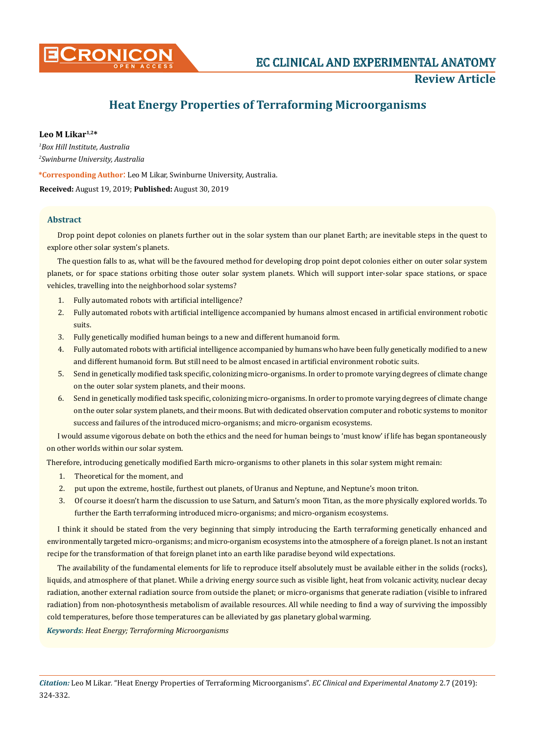# Heat Energy Properties of Terraforming Microorganisms

**Leo M Likar[1,2]***

[1]*Box Hill Institute, Australia*

[2]*Swinburne University, Australia*

***Corresponding Author:** Leo M Likar, Swinburne University, Australia.

**Received:** August 19, 2019; **Published:** August 30, 2019

## Abstract

Drop point depot colonies on planets further out in the solar system than our planet Earth; are inevitable steps in the quest to explore other solar system's planets.

The question falls to as, what will be the favoured method for developing drop point depot colonies either on outer solar system planets, or for space stations orbiting those outer solar system planets. Which will support inter-solar space stations, or space vehicles, travelling into the neighborhood solar systems?

1. Fully automated robots with artificial intelligence?
2. Fully automated robots with artificial intelligence accompanied by humans almost encased in artificial environment robotic suits.
3. Fully genetically modified human beings to a new and different humanoid form.
4. Fully automated robots with artificial intelligence accompanied by humans who have been fully genetically modified to a new and different humanoid form. But still need to be almost encased in artificial environment robotic suits.
5. Send in genetically modified task specific, colonizing micro-organisms. In order to promote varying degrees of climate change on the outer solar system planets, and their moons.
6. Send in genetically modified task specific, colonizing micro-organisms. In order to promote varying degrees of climate change on the outer solar system planets, and their moons. But with dedicated observation computer and robotic systems to monitor success and failures of the introduced micro-organisms; and micro-organism ecosystems.

I would assume vigorous debate on both the ethics and the need for human beings to 'must know' if life has began spontaneously on other worlds within our solar system.

Therefore, introducing genetically modified Earth micro-organisms to other planets in this solar system might remain:

1. Theoretical for the moment, and
2. put upon the extreme, hostile, furthest out planets, of Uranus and Neptune, and Neptune's moon triton.
3. Of course it doesn't harm the discussion to use Saturn, and Saturn's moon Titan, as the more physically explored worlds. To further the Earth terraforming introduced micro-organisms; and micro-organism ecosystems.

I think it should be stated from the very beginning that simply introducing the Earth terraforming genetically enhanced and environmentally targeted micro-organisms; and micro-organism ecosystems into the atmosphere of a foreign planet. Is not an instant recipe for the transformation of that foreign planet into an earth like paradise beyond wild expectations.

The availability of the fundamental elements for life to reproduce itself absolutely must be available either in the solids (rocks), liquids, and atmosphere of that planet. While a driving energy source such as visible light, heat from volcanic activity, nuclear decay radiation, another external radiation source from outside the planet; or micro-organisms that generate radiation (visible to infrared radiation) from non-photosynthesis metabolism of available resources. All while needing to find a way of surviving the impossibly cold temperatures, before those temperatures can be alleviated by gas planetary global warming.

***Keywords**: Heat Energy; Terraforming Microorganisms*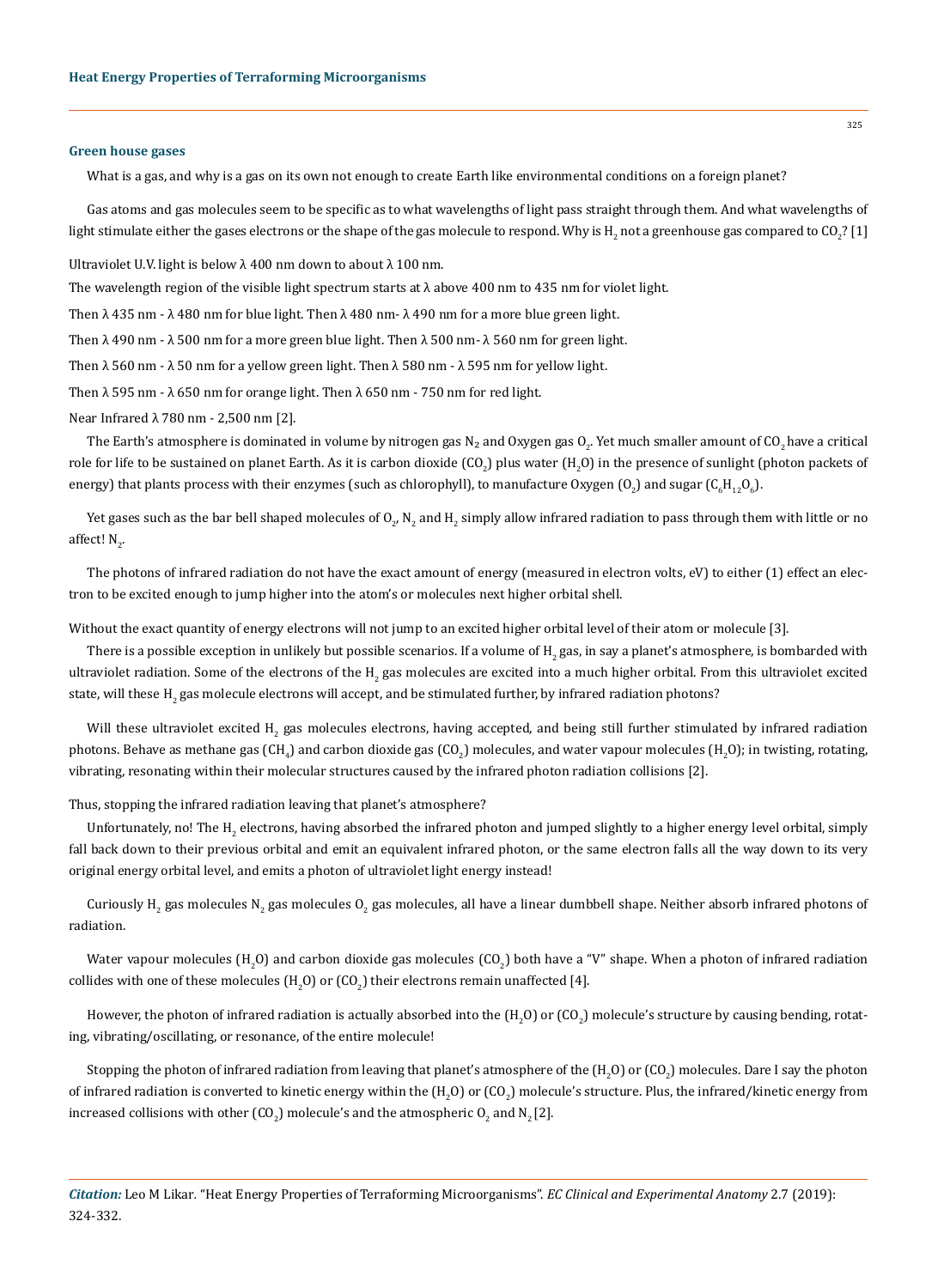### Green house gases

What is a gas, and why is a gas on its own not enough to create Earth like environmental conditions on a foreign planet?

Gas atoms and gas molecules seem to be specific as to what wavelengths of light pass straight through them. And what wavelengths of light stimulate either the gases electrons or the shape of the gas molecule to respond. Why is $H_2$ not a greenhouse gas compared to $CO_2$? [1]

Ultraviolet U.V. light is below λ 400 nm down to about λ 100 nm.

The wavelength region of the visible light spectrum starts at λ above 400 nm to 435 nm for violet light.

Then λ 435 nm - λ 480 nm for blue light. Then λ 480 nm- λ 490 nm for a more blue green light.

Then λ 490 nm - λ 500 nm for a more green blue light. Then λ 500 nm- λ 560 nm for green light.

Then λ 560 nm - λ 50 nm for a yellow green light. Then λ 580 nm - λ 595 nm for yellow light.

Then λ 595 nm - λ 650 nm for orange light. Then λ 650 nm - 750 nm for red light.

Near Infrared λ 780 nm - 2,500 nm [2].

The Earth's atmosphere is dominated in volume by nitrogen gas $N_2$ and Oxygen gas $O_2$. Yet much smaller amount of $CO_2$ have a critical role for life to be sustained on planet Earth. As it is carbon dioxide ($CO_2$) plus water ($H_2O$) in the presence of sunlight (photon packets of energy) that plants process with their enzymes (such as chlorophyll), to manufacture Oxygen ($O_2$) and sugar ($C_6H_{12}O_6$).

Yet gases such as the bar bell shaped molecules of $O_2$, $N_2$ and $H_2$ simply allow infrared radiation to pass through them with little or no affect! $N_2$.

The photons of infrared radiation do not have the exact amount of energy (measured in electron volts, eV) to either (1) effect an electron to be excited enough to jump higher into the atom's or molecules next higher orbital shell.

Without the exact quantity of energy electrons will not jump to an excited higher orbital level of their atom or molecule [3].

There is a possible exception in unlikely but possible scenarios. If a volume of $H_2$ gas, in say a planet's atmosphere, is bombarded with ultraviolet radiation. Some of the electrons of the $H_2$ gas molecules are excited into a much higher orbital. From this ultraviolet excited state, will these $H_2$ gas molecule electrons will accept, and be stimulated further, by infrared radiation photons?

Will these ultraviolet excited $H_2$ gas molecules electrons, having accepted, and being still further stimulated by infrared radiation photons. Behave as methane gas ($CH_4$) and carbon dioxide gas ($CO_2$) molecules, and water vapour molecules ($H_2O$); in twisting, rotating, vibrating, resonating within their molecular structures caused by the infrared photon radiation collisions [2].

Thus, stopping the infrared radiation leaving that planet's atmosphere?

Unfortunately, no! The $H_2$ electrons, having absorbed the infrared photon and jumped slightly to a higher energy level orbital, simply fall back down to their previous orbital and emit an equivalent infrared photon, or the same electron falls all the way down to its very original energy orbital level, and emits a photon of ultraviolet light energy instead!

Curiously $H_2$ gas molecules $N_2$ gas molecules $O_2$ gas molecules, all have a linear dumbbell shape. Neither absorb infrared photons of radiation.

Water vapour molecules ($H_2O$) and carbon dioxide gas molecules ($CO_2$) both have a "V" shape. When a photon of infrared radiation collides with one of these molecules ($H_2O$) or ($CO_2$) their electrons remain unaffected [4].

However, the photon of infrared radiation is actually absorbed into the ($H_2O$) or ($CO_2$) molecule's structure by causing bending, rotating, vibrating/oscillating, or resonance, of the entire molecule!

Stopping the photon of infrared radiation from leaving that planet's atmosphere of the ($H_2O$) or ($CO_2$) molecules. Dare I say the photon of infrared radiation is converted to kinetic energy within the ($H_2O$) or ($CO_2$) molecule's structure. Plus, the infrared/kinetic energy from increased collisions with other ($CO_2$) molecule's and the atmospheric $O_2$ and $N_2$ [2].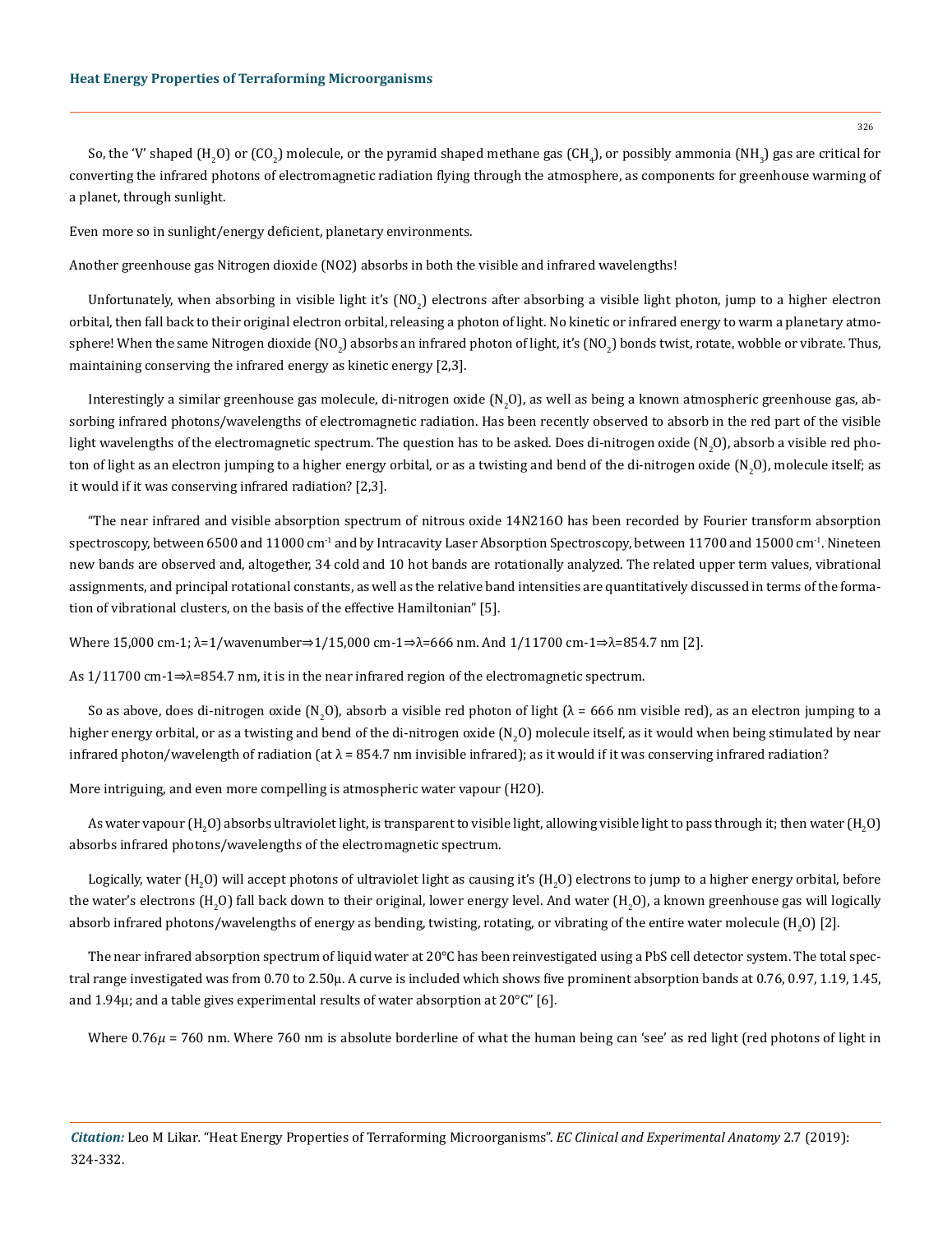So, the 'V' shaped ($H_2O$) or ($CO_2$) molecule, or the pyramid shaped methane gas ($CH_4$), or possibly ammonia ($NH_3$) gas are critical for converting the infrared photons of electromagnetic radiation flying through the atmosphere, as components for greenhouse warming of a planet, through sunlight.

Even more so in sunlight/energy deficient, planetary environments.

Another greenhouse gas Nitrogen dioxide (NO2) absorbs in both the visible and infrared wavelengths!

Unfortunately, when absorbing in visible light it's ($NO_2$) electrons after absorbing a visible light photon, jump to a higher electron orbital, then fall back to their original electron orbital, releasing a photon of light. No kinetic or infrared energy to warm a planetary atmosphere! When the same Nitrogen dioxide ($NO_2$) absorbs an infrared photon of light, it's ($NO_2$) bonds twist, rotate, wobble or vibrate. Thus, maintaining conserving the infrared energy as kinetic energy [2,3].

Interestingly a similar greenhouse gas molecule, di-nitrogen oxide ($N_2O$), as well as being a known atmospheric greenhouse gas, absorbing infrared photons/wavelengths of electromagnetic radiation. Has been recently observed to absorb in the red part of the visible light wavelengths of the electromagnetic spectrum. The question has to be asked. Does di-nitrogen oxide ($N_2O$), absorb a visible red photon of light as an electron jumping to a higher energy orbital, or as a twisting and bend of the di-nitrogen oxide ($N_2O$), molecule itself; as it would if it was conserving infrared radiation? [2,3].

"The near infrared and visible absorption spectrum of nitrous oxide 14N216O has been recorded by Fourier transform absorption spectroscopy, between 6500 and 11000 $cm^{-1}$ and by Intracavity Laser Absorption Spectroscopy, between 11700 and 15000 $cm^{-1}$. Nineteen new bands are observed and, altogether, 34 cold and 10 hot bands are rotationally analyzed. The related upper term values, vibrational assignments, and principal rotational constants, as well as the relative band intensities are quantitatively discussed in terms of the formation of vibrational clusters, on the basis of the effective Hamiltonian" [5].

Where 15,000 cm-1; λ=1/wavenumber⇒1/15,000 cm-1⇒λ=666 nm. And 1/11700 cm-1⇒λ=854.7 nm [2].

As 1/11700 cm-1⇒λ=854.7 nm, it is in the near infrared region of the electromagnetic spectrum.

So as above, does di-nitrogen oxide ($N_2O$), absorb a visible red photon of light (λ = 666 nm visible red), as an electron jumping to a higher energy orbital, or as a twisting and bend of the di-nitrogen oxide ($N_2O$) molecule itself, as it would when being stimulated by near infrared photon/wavelength of radiation (at λ = 854.7 nm invisible infrared); as it would if it was conserving infrared radiation?

More intriguing, and even more compelling is atmospheric water vapour (H2O).

As water vapour ($H_2O$) absorbs ultraviolet light, is transparent to visible light, allowing visible light to pass through it; then water ($H_2O$) absorbs infrared photons/wavelengths of the electromagnetic spectrum.

Logically, water ($H_2O$) will accept photons of ultraviolet light as causing it's ($H_2O$) electrons to jump to a higher energy orbital, before the water's electrons ($H_2O$) fall back down to their original, lower energy level. And water ($H_2O$), a known greenhouse gas will logically absorb infrared photons/wavelengths of energy as bending, twisting, rotating, or vibrating of the entire water molecule ($H_2O$) [2].

The near infrared absorption spectrum of liquid water at 20°C has been reinvestigated using a PbS cell detector system. The total spectral range investigated was from 0.70 to 2.50μ. A curve is included which shows five prominent absorption bands at 0.76, 0.97, 1.19, 1.45, and 1.94μ; and a table gives experimental results of water absorption at 20°C" [6].

Where $0.76\mu$ = 760 nm. Where 760 nm is absolute borderline of what the human being can 'see' as red light (red photons of light in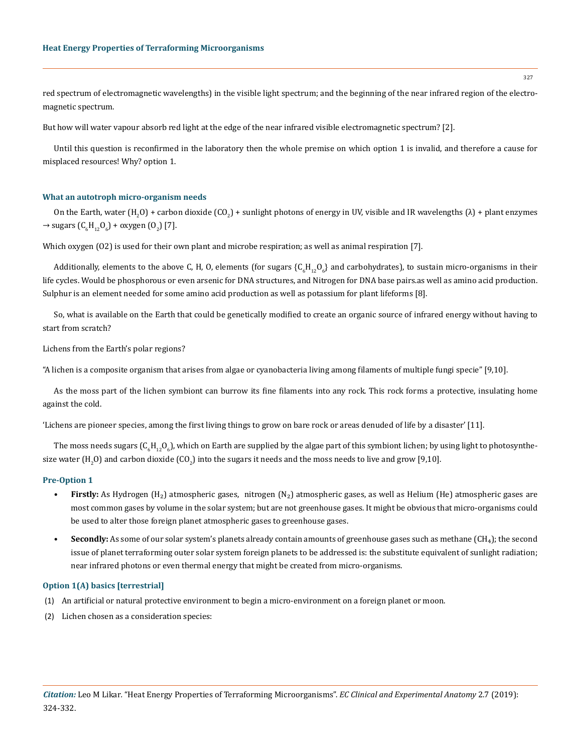red spectrum of electromagnetic wavelengths) in the visible light spectrum; and the beginning of the near infrared region of the electromagnetic spectrum.

But how will water vapour absorb red light at the edge of the near infrared visible electromagnetic spectrum? [2].

Until this question is reconfirmed in the laboratory then the whole premise on which option 1 is invalid, and therefore a cause for misplaced resources! Why? option 1.

### What an autotroph micro-organism needs

On the Earth, water ($H_2O$) + carbon dioxide ($CO_2$) + sunlight photons of energy in UV, visible and IR wavelengths ($\lambda$) + plant enzymes → sugars ($C_6H_{12}O_6$) + oxygen ($O_2$) [7].

Which oxygen (O2) is used for their own plant and microbe respiration; as well as animal respiration [7].

Additionally, elements to the above C, H, O, elements (for sugars {$C_6H_{12}O_6$} and carbohydrates), to sustain micro-organisms in their life cycles. Would be phosphorous or even arsenic for DNA structures, and Nitrogen for DNA base pairs.as well as amino acid production. Sulphur is an element needed for some amino acid production as well as potassium for plant lifeforms [8].

So, what is available on the Earth that could be genetically modified to create an organic source of infrared energy without having to start from scratch?

Lichens from the Earth's polar regions?

"A lichen is a composite organism that arises from algae or cyanobacteria living among filaments of multiple fungi specie" [9,10].

As the moss part of the lichen symbiont can burrow its fine filaments into any rock. This rock forms a protective, insulating home against the cold.

'Lichens are pioneer species, among the first living things to grow on bare rock or areas denuded of life by a disaster' [11].

The moss needs sugars ($C_6H_{12}O_6$), which on Earth are supplied by the algae part of this symbiont lichen; by using light to photosynthesize water ($H_2O$) and carbon dioxide ($CO_2$) into the sugars it needs and the moss needs to live and grow [9,10].

### Pre-Option 1

- **Firstly:** As Hydrogen ($H_2$) atmospheric gases, nitrogen ($N_2$) atmospheric gases, as well as Helium (He) atmospheric gases are most common gases by volume in the solar system; but are not greenhouse gases. It might be obvious that micro-organisms could be used to alter those foreign planet atmospheric gases to greenhouse gases.
- **Secondly:** As some of our solar system's planets already contain amounts of greenhouse gases such as methane ($CH_4$); the second issue of planet terraforming outer solar system foreign planets to be addressed is: the substitute equivalent of sunlight radiation; near infrared photons or even thermal energy that might be created from micro-organisms.

### Option 1(A) basics [terrestrial]

(1) An artificial or natural protective environment to begin a micro-environment on a foreign planet or moon.

(2) Lichen chosen as a consideration species: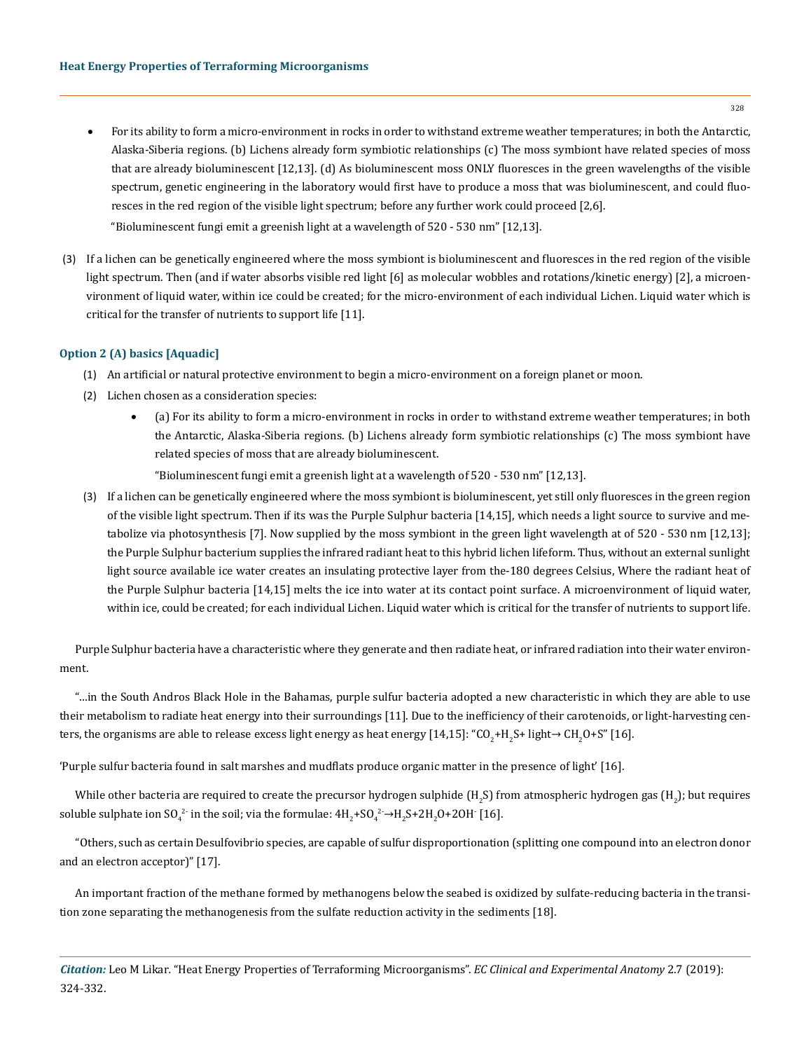- For its ability to form a micro-environment in rocks in order to withstand extreme weather temperatures; in both the Antarctic, Alaska-Siberia regions. (b) Lichens already form symbiotic relationships (c) The moss symbiont have related species of moss that are already bioluminescent [12,13]. (d) As bioluminescent moss ONLY fluoresces in the green wavelengths of the visible spectrum, genetic engineering in the laboratory would first have to produce a moss that was bioluminescent, and could fluoresces in the red region of the visible light spectrum; before any further work could proceed [2,6].

  "Bioluminescent fungi emit a greenish light at a wavelength of 520 - 530 nm" [12,13].

(3) If a lichen can be genetically engineered where the moss symbiont is bioluminescent and fluoresces in the red region of the visible light spectrum. Then (and if water absorbs visible red light [6] as molecular wobbles and rotations/kinetic energy) [2], a microenvironment of liquid water, within ice could be created; for the micro-environment of each individual Lichen. Liquid water which is critical for the transfer of nutrients to support life [11].

### Option 2 (A) basics [Aquadic]

(1) An artificial or natural protective environment to begin a micro-environment on a foreign planet or moon.

(2) Lichen chosen as a consideration species:

- (a) For its ability to form a micro-environment in rocks in order to withstand extreme weather temperatures; in both the Antarctic, Alaska-Siberia regions. (b) Lichens already form symbiotic relationships (c) The moss symbiont have related species of moss that are already bioluminescent.

  "Bioluminescent fungi emit a greenish light at a wavelength of 520 - 530 nm" [12,13].

(3) If a lichen can be genetically engineered where the moss symbiont is bioluminescent, yet still only fluoresces in the green region of the visible light spectrum. Then if its was the Purple Sulphur bacteria [14,15], which needs a light source to survive and metabolize via photosynthesis [7]. Now supplied by the moss symbiont in the green light wavelength at of 520 - 530 nm [12,13]; the Purple Sulphur bacterium supplies the infrared radiant heat to this hybrid lichen lifeform. Thus, without an external sunlight light source available ice water creates an insulating protective layer from the-180 degrees Celsius, Where the radiant heat of the Purple Sulphur bacteria [14,15] melts the ice into water at its contact point surface. A microenvironment of liquid water, within ice, could be created; for each individual Lichen. Liquid water which is critical for the transfer of nutrients to support life.

Purple Sulphur bacteria have a characteristic where they generate and then radiate heat, or infrared radiation into their water environment.

"...in the South Andros Black Hole in the Bahamas, purple sulfur bacteria adopted a new characteristic in which they are able to use their metabolism to radiate heat energy into their surroundings [11]. Due to the inefficiency of their carotenoids, or light-harvesting centers, the organisms are able to release excess light energy as heat energy [14,15]: "$CO_2$+$H_2S$+ light→ $CH_2O$+S" [16].

'Purple sulfur bacteria found in salt marshes and mudflats produce organic matter in the presence of light' [16].

While other bacteria are required to create the precursor hydrogen sulphide ($H_2S$) from atmospheric hydrogen gas ($H_2$); but requires soluble sulphate ion $SO_4^{2-}$ in the soil; via the formulae: $4H_2+SO_4^{2-} \rightarrow H_2S+2H_2O+2OH^-$ [16].

"Others, such as certain Desulfovibrio species, are capable of sulfur disproportionation (splitting one compound into an electron donor and an electron acceptor)" [17].

An important fraction of the methane formed by methanogens below the seabed is oxidized by sulfate-reducing bacteria in the transition zone separating the methanogenesis from the sulfate reduction activity in the sediments [18].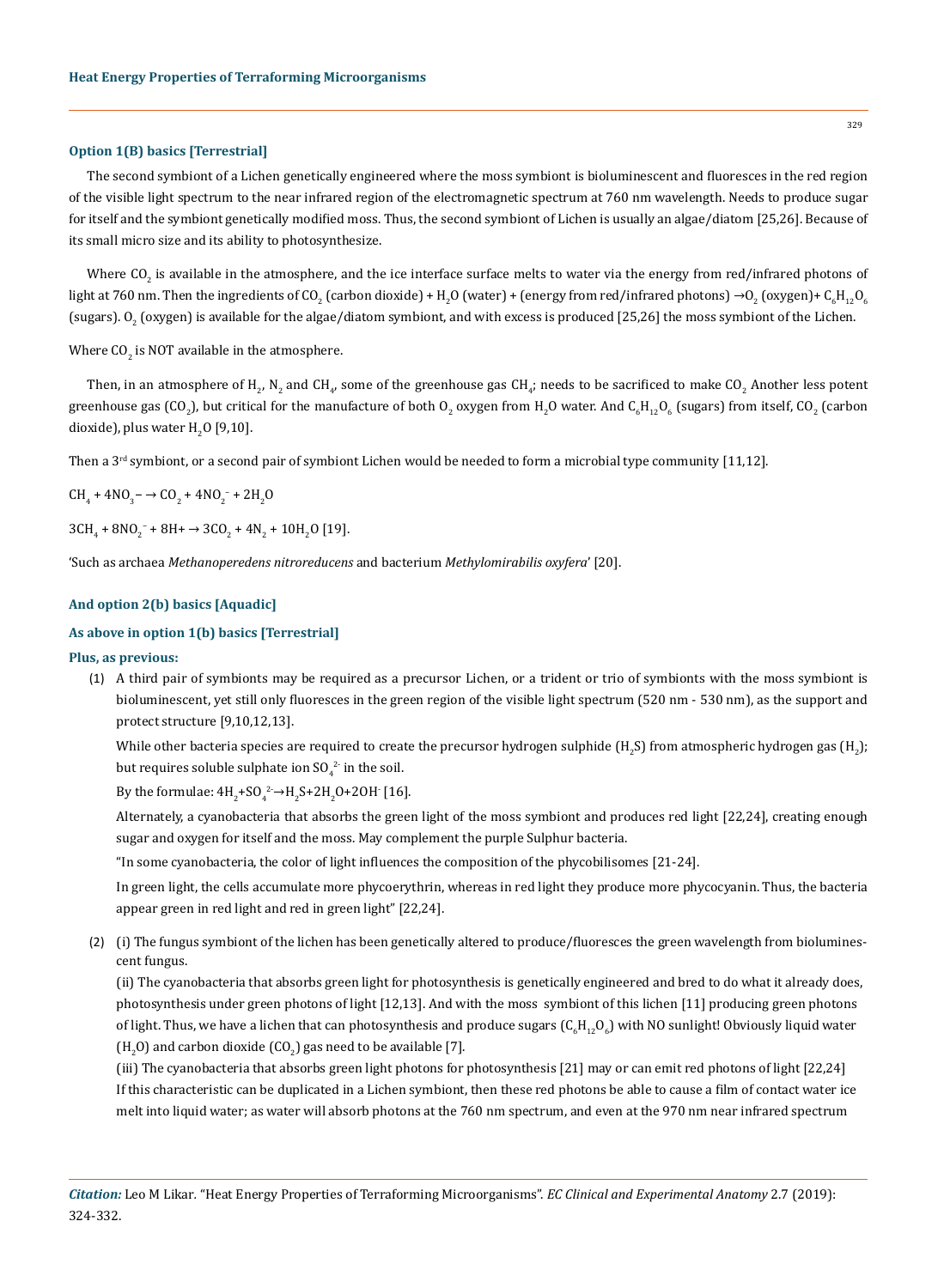#### Option 1(B) basics [Terrestrial]

The second symbiont of a Lichen genetically engineered where the moss symbiont is bioluminescent and fluoresces in the red region of the visible light spectrum to the near infrared region of the electromagnetic spectrum at 760 nm wavelength. Needs to produce sugar for itself and the symbiont genetically modified moss. Thus, the second symbiont of Lichen is usually an algae/diatom [25,26]. Because of its small micro size and its ability to photosynthesize.

Where $CO_2$ is available in the atmosphere, and the ice interface surface melts to water via the energy from red/infrared photons of light at 760 nm. Then the ingredients of $CO_2$ (carbon dioxide) + $H_2O$ (water) + (energy from red/infrared photons) →$O_2$ (oxygen)+ $C_6H_{12}O_6$ (sugars). $O_2$ (oxygen) is available for the algae/diatom symbiont, and with excess is produced [25,26] the moss symbiont of the Lichen.

Where $CO_2$ is NOT available in the atmosphere.

Then, in an atmosphere of $H_2$, $N_2$ and $CH_4$, some of the greenhouse gas $CH_4$; needs to be sacrificed to make $CO_2$ Another less potent greenhouse gas ($CO_2$), but critical for the manufacture of both $O_2$ oxygen from $H_2O$ water. And $C_6H_{12}O_6$ (sugars) from itself, $CO_2$ (carbon dioxide), plus water $H_2O$ [9,10].

Then a 3rd symbiont, or a second pair of symbiont Lichen would be needed to form a microbial type community [11,12].

$CH_4 + 4NO_3^- \rightarrow CO_2 + 4NO_2^- + 2H_2O$

$3CH_4 + 8NO_2^- + 8H^+ \rightarrow 3CO_2 + 4N_2 + 10H_2O$ [19].

'Such as archaea *Methanoperedens nitroreducens* and bacterium *Methylomirabilis oxyfera*' [20].

#### And option 2(b) basics [Aquadic]

#### As above in option 1(b) basics [Terrestrial]

#### Plus, as previous:

(1) A third pair of symbionts may be required as a precursor Lichen, or a trident or trio of symbionts with the moss symbiont is bioluminescent, yet still only fluoresces in the green region of the visible light spectrum (520 nm - 530 nm), as the support and protect structure [9,10,12,13].

While other bacteria species are required to create the precursor hydrogen sulphide ($H_2S$) from atmospheric hydrogen gas ($H_2$); but requires soluble sulphate ion $SO_4^{2-}$ in the soil.

By the formulae: $4H_2+SO_4^{2-} \rightarrow H_2S+2H_2O+2OH^-$ [16].

Alternately, a cyanobacteria that absorbs the green light of the moss symbiont and produces red light [22,24], creating enough sugar and oxygen for itself and the moss. May complement the purple Sulphur bacteria.

"In some cyanobacteria, the color of light influences the composition of the phycobilisomes [21-24].

In green light, the cells accumulate more phycoerythrin, whereas in red light they produce more phycocyanin. Thus, the bacteria appear green in red light and red in green light" [22,24].

(2) (i) The fungus symbiont of the lichen has been genetically altered to produce/fluoresces the green wavelength from bioluminescent fungus.

(ii) The cyanobacteria that absorbs green light for photosynthesis is genetically engineered and bred to do what it already does, photosynthesis under green photons of light [12,13]. And with the moss symbiont of this lichen [11] producing green photons of light. Thus, we have a lichen that can photosynthesis and produce sugars ($C_6H_{12}O_6$) with NO sunlight! Obviously liquid water ($H_2O$) and carbon dioxide ($CO_2$) gas need to be available [7].

(iii) The cyanobacteria that absorbs green light photons for photosynthesis [21] may or can emit red photons of light [22,24] If this characteristic can be duplicated in a Lichen symbiont, then these red photons be able to cause a film of contact water ice melt into liquid water; as water will absorb photons at the 760 nm spectrum, and even at the 970 nm near infrared spectrum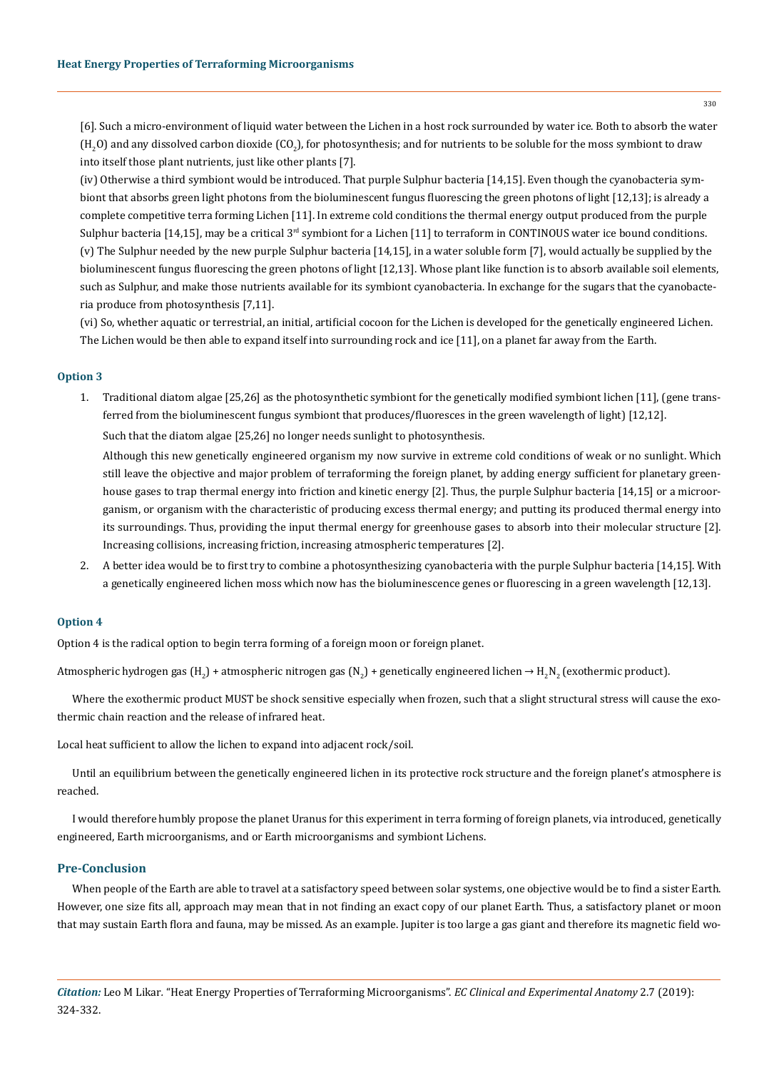[6]. Such a micro-environment of liquid water between the Lichen in a host rock surrounded by water ice. Both to absorb the water ($H_2O$) and any dissolved carbon dioxide ($CO_2$), for photosynthesis; and for nutrients to be soluble for the moss symbiont to draw into itself those plant nutrients, just like other plants [7].

(iv) Otherwise a third symbiont would be introduced. That purple Sulphur bacteria [14,15]. Even though the cyanobacteria symbiont that absorbs green light photons from the bioluminescent fungus fluorescing the green photons of light [12,13]; is already a complete competitive terra forming Lichen [11]. In extreme cold conditions the thermal energy output produced from the purple Sulphur bacteria [14,15], may be a critical 3rd symbiont for a Lichen [11] to terraform in CONTINOUS water ice bound conditions.

(v) The Sulphur needed by the new purple Sulphur bacteria [14,15], in a water soluble form [7], would actually be supplied by the bioluminescent fungus fluorescing the green photons of light [12,13]. Whose plant like function is to absorb available soil elements, such as Sulphur, and make those nutrients available for its symbiont cyanobacteria. In exchange for the sugars that the cyanobacteria produce from photosynthesis [7,11].

(vi) So, whether aquatic or terrestrial, an initial, artificial cocoon for the Lichen is developed for the genetically engineered Lichen. The Lichen would be then able to expand itself into surrounding rock and ice [11], on a planet far away from the Earth.

### Option 3

1. Traditional diatom algae [25,26] as the photosynthetic symbiont for the genetically modified symbiont lichen [11], (gene transferred from the bioluminescent fungus symbiont that produces/fluoresces in the green wavelength of light) [12,12].

   Such that the diatom algae [25,26] no longer needs sunlight to photosynthesis.

   Although this new genetically engineered organism my now survive in extreme cold conditions of weak or no sunlight. Which still leave the objective and major problem of terraforming the foreign planet, by adding energy sufficient for planetary greenhouse gases to trap thermal energy into friction and kinetic energy [2]. Thus, the purple Sulphur bacteria [14,15] or a microorganism, or organism with the characteristic of producing excess thermal energy; and putting its produced thermal energy into its surroundings. Thus, providing the input thermal energy for greenhouse gases to absorb into their molecular structure [2]. Increasing collisions, increasing friction, increasing atmospheric temperatures [2].

2. A better idea would be to first try to combine a photosynthesizing cyanobacteria with the purple Sulphur bacteria [14,15]. With a genetically engineered lichen moss which now has the bioluminescence genes or fluorescing in a green wavelength [12,13].

### Option 4

Option 4 is the radical option to begin terra forming of a foreign moon or foreign planet.

Atmospheric hydrogen gas ($H_2$) + atmospheric nitrogen gas ($N_2$) + genetically engineered lichen → $H_2N_2$ (exothermic product).

Where the exothermic product MUST be shock sensitive especially when frozen, such that a slight structural stress will cause the exothermic chain reaction and the release of infrared heat.

Local heat sufficient to allow the lichen to expand into adjacent rock/soil.

Until an equilibrium between the genetically engineered lichen in its protective rock structure and the foreign planet's atmosphere is reached.

I would therefore humbly propose the planet Uranus for this experiment in terra forming of foreign planets, via introduced, genetically engineered, Earth microorganisms, and or Earth microorganisms and symbiont Lichens.

## Pre-Conclusion

When people of the Earth are able to travel at a satisfactory speed between solar systems, one objective would be to find a sister Earth. However, one size fits all, approach may mean that in not finding an exact copy of our planet Earth. Thus, a satisfactory planet or moon that may sustain Earth flora and fauna, may be missed. As an example. Jupiter is too large a gas giant and therefore its magnetic field wo-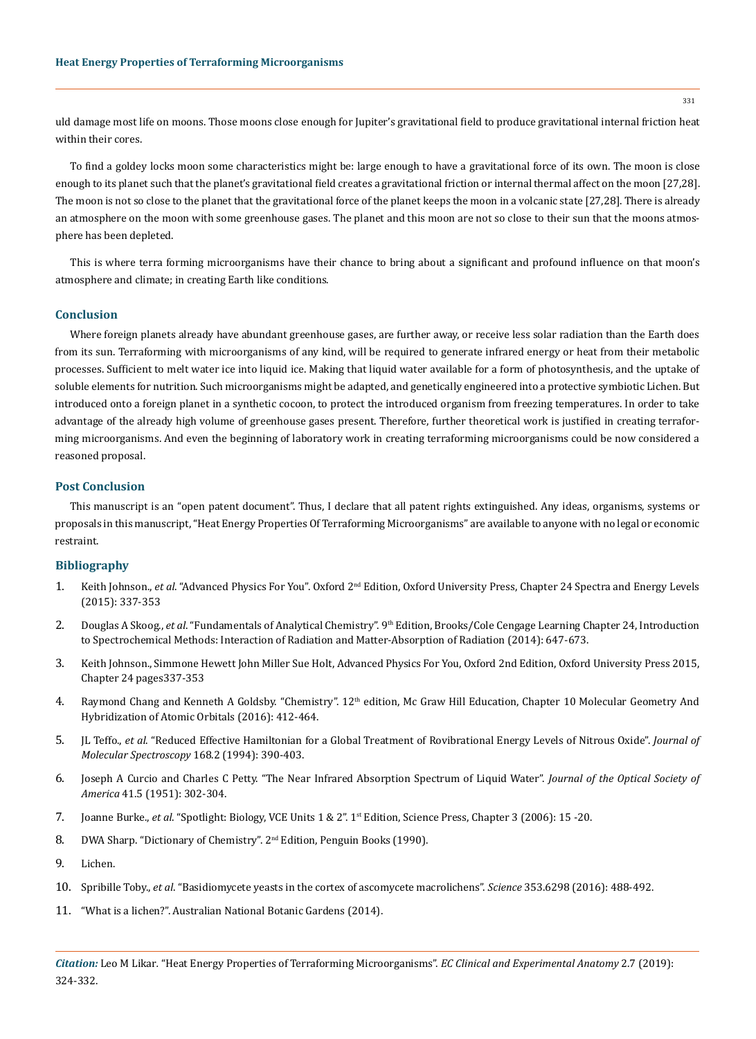uld damage most life on moons. Those moons close enough for Jupiter's gravitational field to produce gravitational internal friction heat within their cores.

To find a goldey locks moon some characteristics might be: large enough to have a gravitational force of its own. The moon is close enough to its planet such that the planet's gravitational field creates a gravitational friction or internal thermal affect on the moon [27,28]. The moon is not so close to the planet that the gravitational force of the planet keeps the moon in a volcanic state [27,28]. There is already an atmosphere on the moon with some greenhouse gases. The planet and this moon are not so close to their sun that the moons atmosphere has been depleted.

This is where terra forming microorganisms have their chance to bring about a significant and profound influence on that moon's atmosphere and climate; in creating Earth like conditions.

## Conclusion

Where foreign planets already have abundant greenhouse gases, are further away, or receive less solar radiation than the Earth does from its sun. Terraforming with microorganisms of any kind, will be required to generate infrared energy or heat from their metabolic processes. Sufficient to melt water ice into liquid ice. Making that liquid water available for a form of photosynthesis, and the uptake of soluble elements for nutrition. Such microorganisms might be adapted, and genetically engineered into a protective symbiotic Lichen. But introduced onto a foreign planet in a synthetic cocoon, to protect the introduced organism from freezing temperatures. In order to take advantage of the already high volume of greenhouse gases present. Therefore, further theoretical work is justified in creating terraforming microorganisms. And even the beginning of laboratory work in creating terraforming microorganisms could be now considered a reasoned proposal.

## Post Conclusion

This manuscript is an "open patent document". Thus, I declare that all patent rights extinguished. Any ideas, organisms, systems or proposals in this manuscript, "Heat Energy Properties Of Terraforming Microorganisms" are available to anyone with no legal or economic restraint.

## Bibliography

1. Keith Johnson., *et al*. "Advanced Physics For You". Oxford 2nd Edition, Oxford University Press, Chapter 24 Spectra and Energy Levels (2015): 337-353
2. Douglas A Skoog., *et al*. "Fundamentals of Analytical Chemistry". 9th Edition, Brooks/Cole Cengage Learning Chapter 24, Introduction to Spectrochemical Methods: Interaction of Radiation and Matter-Absorption of Radiation (2014): 647-673.
3. Keith Johnson., Simmone Hewett John Miller Sue Holt, Advanced Physics For You, Oxford 2nd Edition, Oxford University Press 2015, Chapter 24 pages337-353
4. Raymond Chang and Kenneth A Goldsby. "Chemistry". 12th edition, Mc Graw Hill Education, Chapter 10 Molecular Geometry And Hybridization of Atomic Orbitals (2016): 412-464.
5. JL Teffo., *et al*. "Reduced Effective Hamiltonian for a Global Treatment of Rovibrational Energy Levels of Nitrous Oxide". *Journal of Molecular Spectroscopy* 168.2 (1994): 390-403.
6. Joseph A Curcio and Charles C Petty. "The Near Infrared Absorption Spectrum of Liquid Water". *Journal of the Optical Society of America* 41.5 (1951): 302-304.
7. Joanne Burke., *et al*. "Spotlight: Biology, VCE Units 1 & 2". 1st Edition, Science Press, Chapter 3 (2006): 15 -20.
8. DWA Sharp. "Dictionary of Chemistry". 2nd Edition, Penguin Books (1990).
9. Lichen.
10. Spribille Toby., *et al*. "Basidiomycete yeasts in the cortex of ascomycete macrolichens". *Science* 353.6298 (2016): 488-492.
11. "What is a lichen?". Australian National Botanic Gardens (2014).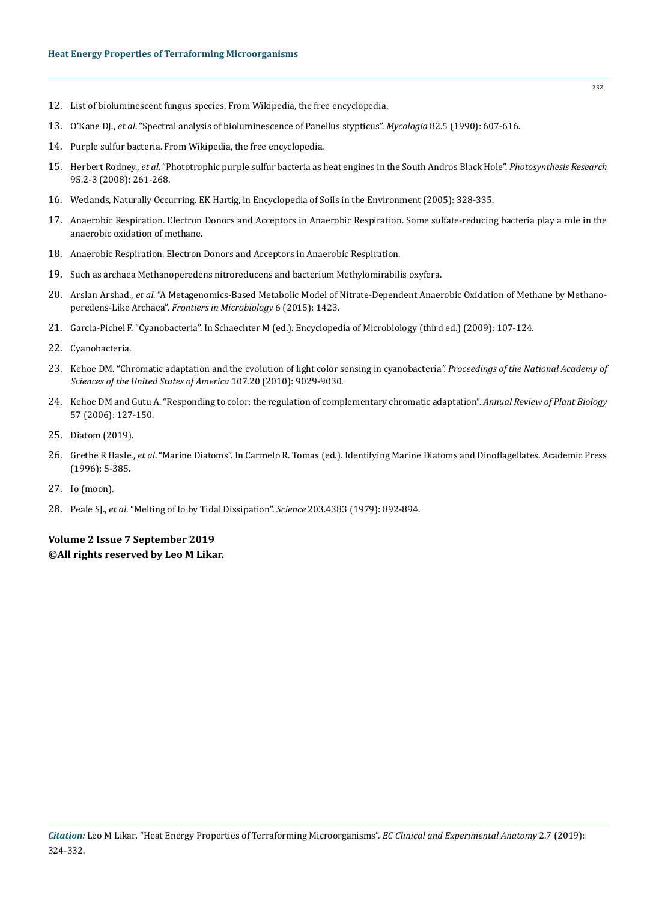12. List of bioluminescent fungus species. From Wikipedia, the free encyclopedia.
13. O'Kane DJ., *et al*. "Spectral analysis of bioluminescence of Panellus stypticus". *Mycologia* 82.5 (1990): 607-616.
14. Purple sulfur bacteria. From Wikipedia, the free encyclopedia.
15. Herbert Rodney., *et al*. "Phototrophic purple sulfur bacteria as heat engines in the South Andros Black Hole". *Photosynthesis Research* 95.2-3 (2008): 261-268.
16. Wetlands, Naturally Occurring. EK Hartig, in Encyclopedia of Soils in the Environment (2005): 328-335.
17. Anaerobic Respiration. Electron Donors and Acceptors in Anaerobic Respiration. Some sulfate-reducing bacteria play a role in the anaerobic oxidation of methane.
18. Anaerobic Respiration. Electron Donors and Acceptors in Anaerobic Respiration.
19. Such as archaea Methanoperedens nitroreducens and bacterium Methylomirabilis oxyfera.
20. Arslan Arshad., *et al*. "A Metagenomics-Based Metabolic Model of Nitrate-Dependent Anaerobic Oxidation of Methane by Methanoperedens-Like Archaea". *Frontiers in Microbiology* 6 (2015): 1423.
21. Garcia-Pichel F. "Cyanobacteria". In Schaechter M (ed.). Encyclopedia of Microbiology (third ed.) (2009): 107-124.
22. Cyanobacteria.
23. Kehoe DM. "Chromatic adaptation and the evolution of light color sensing in cyanobacteria". *Proceedings of the National Academy of Sciences of the United States of America* 107.20 (2010): 9029-9030.
24. Kehoe DM and Gutu A. "Responding to color: the regulation of complementary chromatic adaptation". *Annual Review of Plant Biology* 57 (2006): 127-150.
25. Diatom (2019).
26. Grethe R Hasle., *et al*. "Marine Diatoms". In Carmelo R. Tomas (ed.). Identifying Marine Diatoms and Dinoflagellates. Academic Press (1996): 5-385.
27. Io (moon).
28. Peale SJ., *et al*. "Melting of Io by Tidal Dissipation". *Science* 203.4383 (1979): 892-894.

**Volume 2 Issue 7 September 2019**
**©All rights reserved by Leo M Likar.**